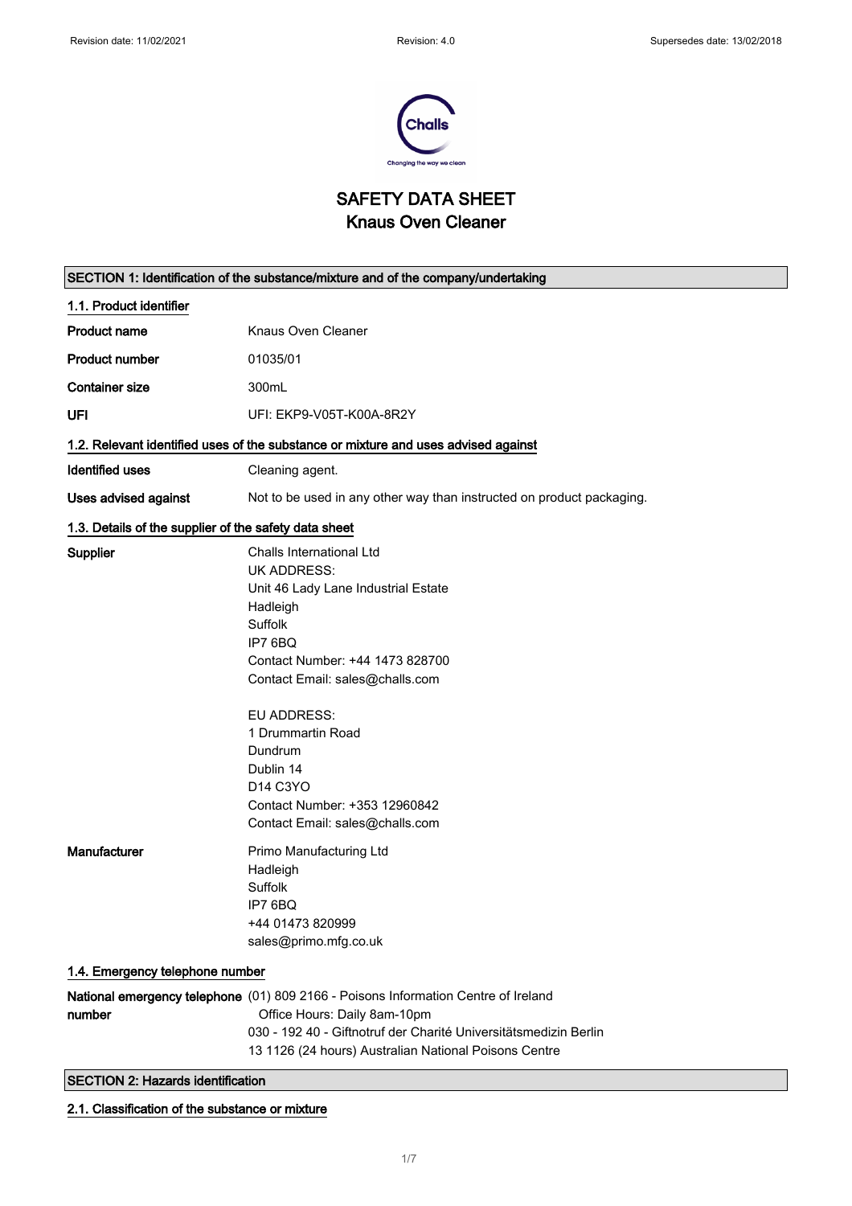Revision date: 11/02/2021 Revision: 4.0 Supersedes date: 13/02/2018

# SAFETY DATA SHEET
# Knaus Oven Cleaner

## SECTION 1: Identification of the substance/mixture and of the company/undertaking

### 1.1. Product identifier

| | |
|---|---|
| **Product name** | Knaus Oven Cleaner |
| **Product number** | 01035/01 |
| **Container size** | 300mL |
| **UFI** | UFI: EKP9-V05T-K00A-8R2Y |

### 1.2. Relevant identified uses of the substance or mixture and uses advised against

| | |
|---|---|
| **Identified uses** | Cleaning agent. |
| **Uses advised against** | Not to be used in any other way than instructed on product packaging. |

### 1.3. Details of the supplier of the safety data sheet

**Supplier**

Challs International Ltd
UK ADDRESS:
Unit 46 Lady Lane Industrial Estate
Hadleigh
Suffolk
IP7 6BQ
Contact Number: +44 1473 828700
Contact Email: sales@challs.com

EU ADDRESS:
1 Drummartin Road
Dundrum
Dublin 14
D14 C3YO
Contact Number: +353 12960842
Contact Email: sales@challs.com

**Manufacturer**

Primo Manufacturing Ltd
Hadleigh
Suffolk
IP7 6BQ
+44 01473 820999
sales@primo.mfg.co.uk

### 1.4. Emergency telephone number

**National emergency telephone number**

(01) 809 2166 - Poisons Information Centre of Ireland
Office Hours: Daily 8am-10pm
030 - 192 40 - Giftnotruf der Charité Universitätsmedizin Berlin
13 1126 (24 hours) Australian National Poisons Centre

## SECTION 2: Hazards identification

### 2.1. Classification of the substance or mixture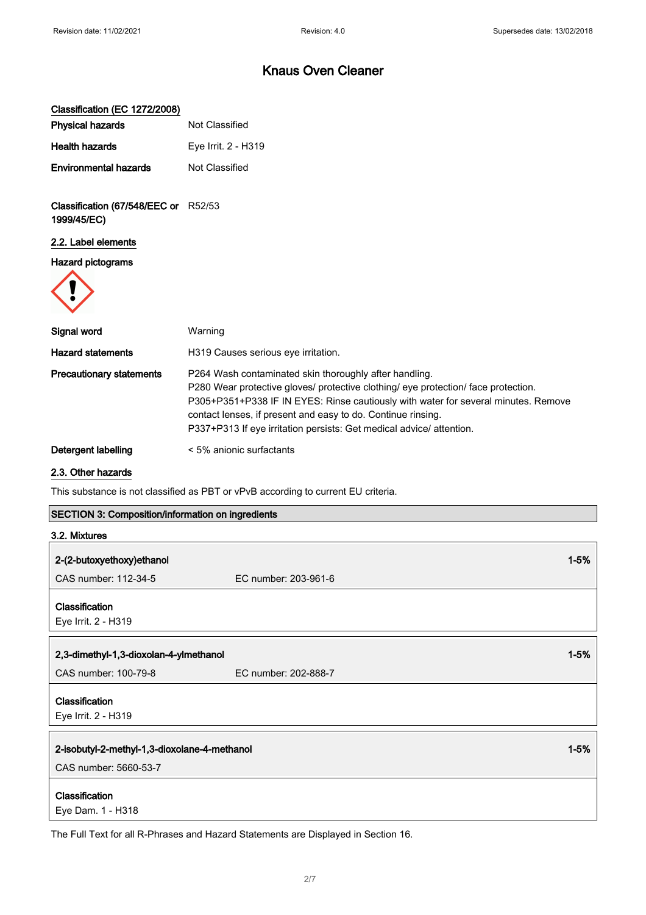# Knaus Oven Cleaner

**Classification (EC 1272/2008)**

| | |
|---|---|
| **Physical hazards** | Not Classified |
| **Health hazards** | Eye Irrit. 2 - H319 |
| **Environmental hazards** | Not Classified |

| | |
|---|---|
| **Classification (67/548/EEC or 1999/45/EC)** | R52/53 |

## 2.2. Label elements

**Hazard pictograms**

| | |
|---|---|
| **Signal word** | Warning |
| **Hazard statements** | H319 Causes serious eye irritation. |
| **Precautionary statements** | P264 Wash contaminated skin thoroughly after handling.<br>P280 Wear protective gloves/ protective clothing/ eye protection/ face protection.<br>P305+P351+P338 IF IN EYES: Rinse cautiously with water for several minutes. Remove contact lenses, if present and easy to do. Continue rinsing.<br>P337+P313 If eye irritation persists: Get medical advice/ attention. |
| **Detergent labelling** | < 5% anionic surfactants |

## 2.3. Other hazards

This substance is not classified as PBT or vPvB according to current EU criteria.

## SECTION 3: Composition/information on ingredients

### 3.2. Mixtures

| | | |
|---|---|---|
| **2-(2-butoxyethoxy)ethanol** | | **1-5%** |
| CAS number: 112-34-5 | EC number: 203-961-6 | |
| **Classification**<br>Eye Irrit. 2 - H319 | | |

| | | |
|---|---|---|
| **2,3-dimethyl-1,3-dioxolan-4-ylmethanol** | | **1-5%** |
| CAS number: 100-79-8 | EC number: 202-888-7 | |
| **Classification**<br>Eye Irrit. 2 - H319 | | |

| | |
|---|---|
| **2-isobutyl-2-methyl-1,3-dioxolane-4-methanol** | **1-5%** |
| CAS number: 5660-53-7 | |
| **Classification**<br>Eye Dam. 1 - H318 | |

The Full Text for all R-Phrases and Hazard Statements are Displayed in Section 16.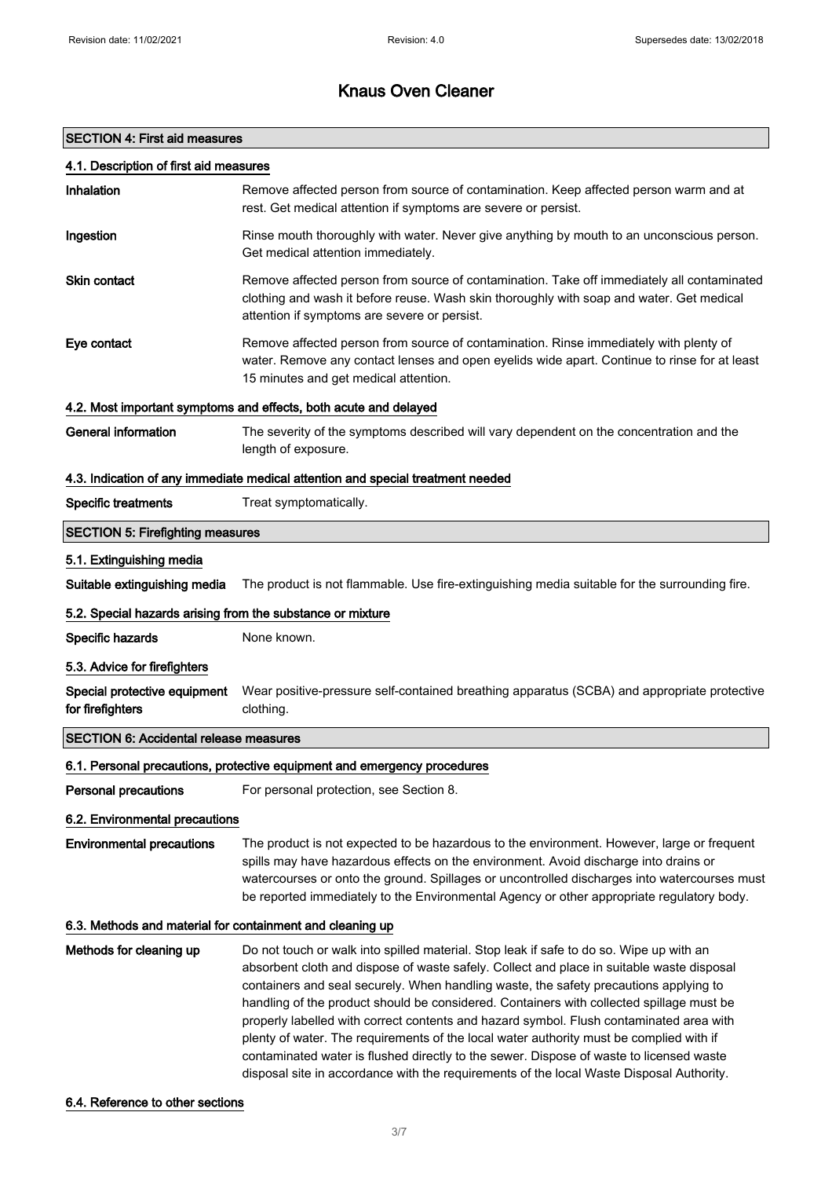# Knaus Oven Cleaner

## SECTION 4: First aid measures

### 4.1. Description of first aid measures

**Inhalation**
Remove affected person from source of contamination. Keep affected person warm and at rest. Get medical attention if symptoms are severe or persist.

**Ingestion**
Rinse mouth thoroughly with water. Never give anything by mouth to an unconscious person. Get medical attention immediately.

**Skin contact**
Remove affected person from source of contamination. Take off immediately all contaminated clothing and wash it before reuse. Wash skin thoroughly with soap and water. Get medical attention if symptoms are severe or persist.

**Eye contact**
Remove affected person from source of contamination. Rinse immediately with plenty of water. Remove any contact lenses and open eyelids wide apart. Continue to rinse for at least 15 minutes and get medical attention.

### 4.2. Most important symptoms and effects, both acute and delayed

**General information**
The severity of the symptoms described will vary dependent on the concentration and the length of exposure.

### 4.3. Indication of any immediate medical attention and special treatment needed

**Specific treatments**
Treat symptomatically.

## SECTION 5: Firefighting measures

### 5.1. Extinguishing media

**Suitable extinguishing media**
The product is not flammable. Use fire-extinguishing media suitable for the surrounding fire.

### 5.2. Special hazards arising from the substance or mixture

**Specific hazards**
None known.

### 5.3. Advice for firefighters

**Special protective equipment for firefighters**
Wear positive-pressure self-contained breathing apparatus (SCBA) and appropriate protective clothing.

## SECTION 6: Accidental release measures

### 6.1. Personal precautions, protective equipment and emergency procedures

**Personal precautions**
For personal protection, see Section 8.

### 6.2. Environmental precautions

**Environmental precautions**
The product is not expected to be hazardous to the environment. However, large or frequent spills may have hazardous effects on the environment. Avoid discharge into drains or watercourses or onto the ground. Spillages or uncontrolled discharges into watercourses must be reported immediately to the Environmental Agency or other appropriate regulatory body.

### 6.3. Methods and material for containment and cleaning up

**Methods for cleaning up**
Do not touch or walk into spilled material. Stop leak if safe to do so. Wipe up with an absorbent cloth and dispose of waste safely. Collect and place in suitable waste disposal containers and seal securely. When handling waste, the safety precautions applying to handling of the product should be considered. Containers with collected spillage must be properly labelled with correct contents and hazard symbol. Flush contaminated area with plenty of water. The requirements of the local water authority must be complied with if contaminated water is flushed directly to the sewer. Dispose of waste to licensed waste disposal site in accordance with the requirements of the local Waste Disposal Authority.

### 6.4. Reference to other sections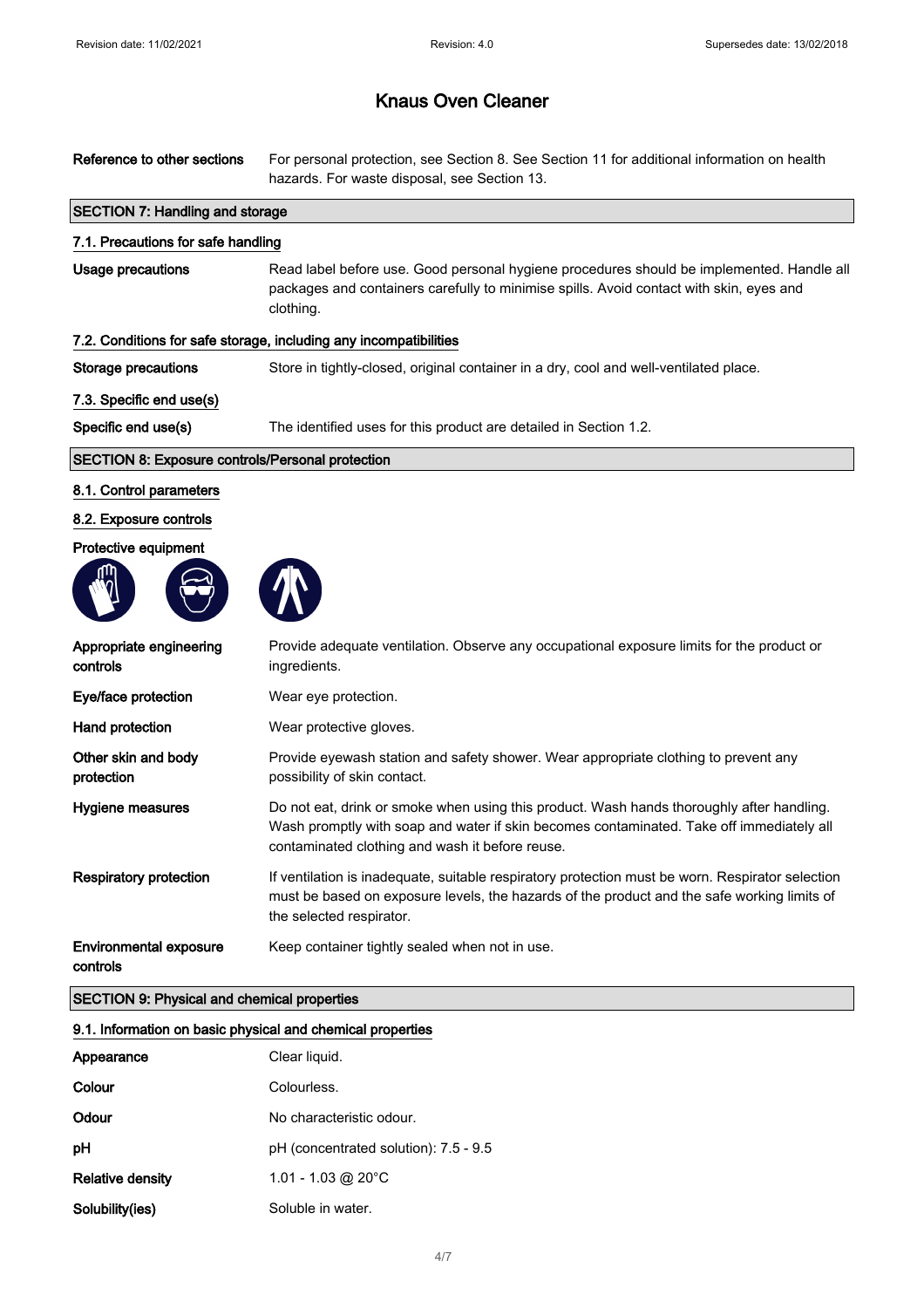| | |
|---|---|
| **Reference to other sections** | For personal protection, see Section 8. See Section 11 for additional information on health hazards. For waste disposal, see Section 13. |

## SECTION 7: Handling and storage

### 7.1. Precautions for safe handling

| | |
|---|---|
| **Usage precautions** | Read label before use. Good personal hygiene procedures should be implemented. Handle all packages and containers carefully to minimise spills. Avoid contact with skin, eyes and clothing. |

### 7.2. Conditions for safe storage, including any incompatibilities

| | |
|---|---|
| **Storage precautions** | Store in tightly-closed, original container in a dry, cool and well-ventilated place. |

### 7.3. Specific end use(s)

| | |
|---|---|
| **Specific end use(s)** | The identified uses for this product are detailed in Section 1.2. |

## SECTION 8: Exposure controls/Personal protection

### 8.1. Control parameters

### 8.2. Exposure controls

**Protective equipment**

| | |
|---|---|
| **Appropriate engineering controls** | Provide adequate ventilation. Observe any occupational exposure limits for the product or ingredients. |
| **Eye/face protection** | Wear eye protection. |
| **Hand protection** | Wear protective gloves. |
| **Other skin and body protection** | Provide eyewash station and safety shower. Wear appropriate clothing to prevent any possibility of skin contact. |
| **Hygiene measures** | Do not eat, drink or smoke when using this product. Wash hands thoroughly after handling. Wash promptly with soap and water if skin becomes contaminated. Take off immediately all contaminated clothing and wash it before reuse. |
| **Respiratory protection** | If ventilation is inadequate, suitable respiratory protection must be worn. Respirator selection must be based on exposure levels, the hazards of the product and the safe working limits of the selected respirator. |
| **Environmental exposure controls** | Keep container tightly sealed when not in use. |

## SECTION 9: Physical and chemical properties

### 9.1. Information on basic physical and chemical properties

| | |
|---|---|
| **Appearance** | Clear liquid. |
| **Colour** | Colourless. |
| **Odour** | No characteristic odour. |
| **pH** | pH (concentrated solution): 7.5 - 9.5 |
| **Relative density** | 1.01 - 1.03 @ 20°C |
| **Solubility(ies)** | Soluble in water. |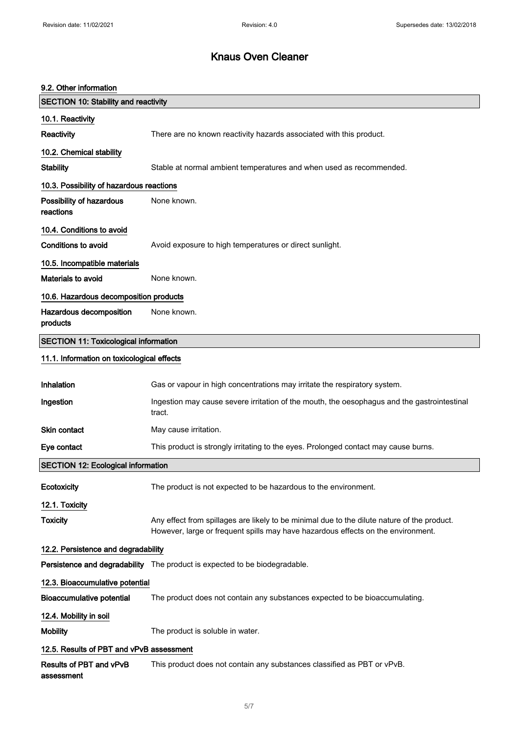#### 9.2. Other information

## SECTION 10: Stability and reactivity

#### 10.1. Reactivity

**Reactivity** There are no known reactivity hazards associated with this product.

#### 10.2. Chemical stability

**Stability** Stable at normal ambient temperatures and when used as recommended.

#### 10.3. Possibility of hazardous reactions

**Possibility of hazardous reactions** None known.

#### 10.4. Conditions to avoid

**Conditions to avoid** Avoid exposure to high temperatures or direct sunlight.

#### 10.5. Incompatible materials

**Materials to avoid** None known.

#### 10.6. Hazardous decomposition products

**Hazardous decomposition products** None known.

## SECTION 11: Toxicological information

#### 11.1. Information on toxicological effects

**Inhalation** Gas or vapour in high concentrations may irritate the respiratory system.

**Ingestion** Ingestion may cause severe irritation of the mouth, the oesophagus and the gastrointestinal tract.

**Skin contact** May cause irritation.

**Eye contact** This product is strongly irritating to the eyes. Prolonged contact may cause burns.

## SECTION 12: Ecological information

**Ecotoxicity** The product is not expected to be hazardous to the environment.

#### 12.1. Toxicity

**Toxicity** Any effect from spillages are likely to be minimal due to the dilute nature of the product. However, large or frequent spills may have hazardous effects on the environment.

#### 12.2. Persistence and degradability

**Persistence and degradability** The product is expected to be biodegradable.

#### 12.3. Bioaccumulative potential

**Bioaccumulative potential** The product does not contain any substances expected to be bioaccumulating.

#### 12.4. Mobility in soil

**Mobility** The product is soluble in water.

#### 12.5. Results of PBT and vPvB assessment

**Results of PBT and vPvB assessment** This product does not contain any substances classified as PBT or vPvB.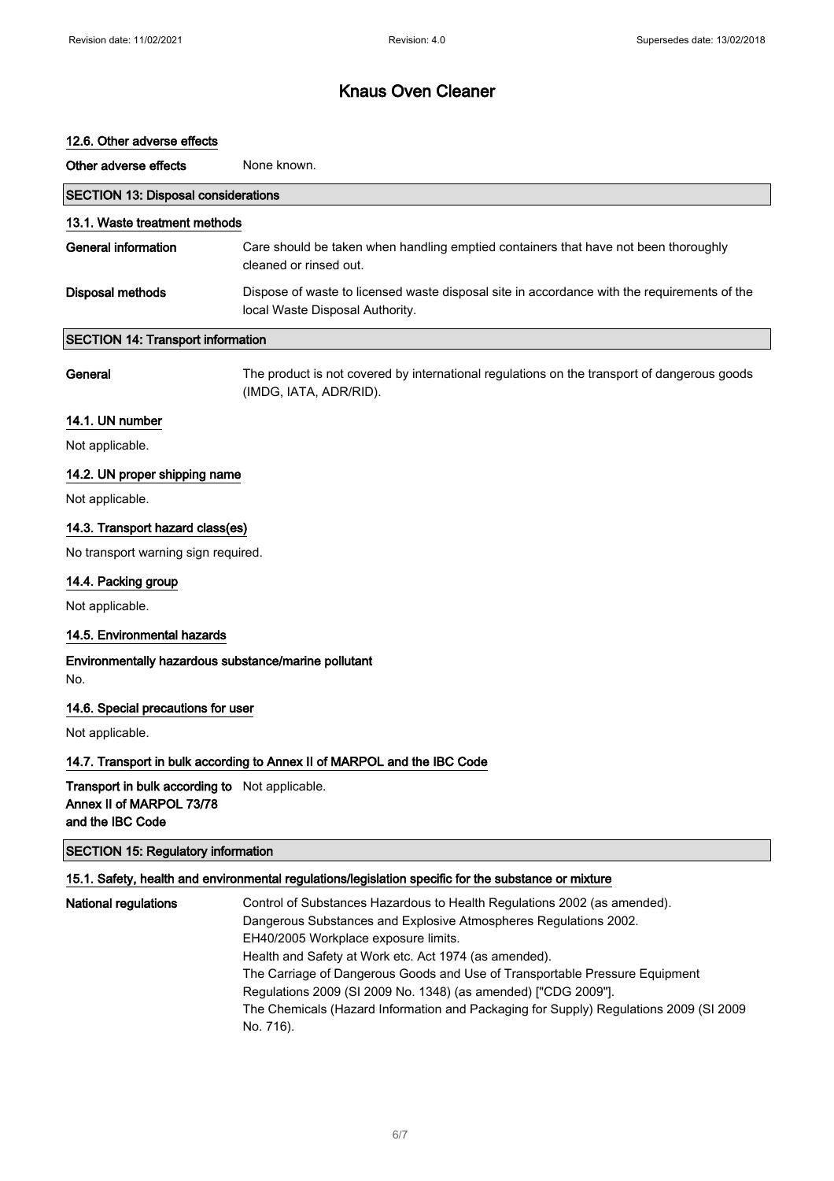### 12.6. Other adverse effects

**Other adverse effects** None known.

## SECTION 13: Disposal considerations

### 13.1. Waste treatment methods

**General information** Care should be taken when handling emptied containers that have not been thoroughly cleaned or rinsed out.

**Disposal methods** Dispose of waste to licensed waste disposal site in accordance with the requirements of the local Waste Disposal Authority.

## SECTION 14: Transport information

**General** The product is not covered by international regulations on the transport of dangerous goods (IMDG, IATA, ADR/RID).

### 14.1. UN number

Not applicable.

### 14.2. UN proper shipping name

Not applicable.

### 14.3. Transport hazard class(es)

No transport warning sign required.

### 14.4. Packing group

Not applicable.

### 14.5. Environmental hazards

**Environmentally hazardous substance/marine pollutant**

No.

### 14.6. Special precautions for user

Not applicable.

### 14.7. Transport in bulk according to Annex II of MARPOL and the IBC Code

**Transport in bulk according to Annex II of MARPOL 73/78 and the IBC Code** Not applicable.

## SECTION 15: Regulatory information

### 15.1. Safety, health and environmental regulations/legislation specific for the substance or mixture

**National regulations**

Control of Substances Hazardous to Health Regulations 2002 (as amended).
Dangerous Substances and Explosive Atmospheres Regulations 2002.
EH40/2005 Workplace exposure limits.
Health and Safety at Work etc. Act 1974 (as amended).
The Carriage of Dangerous Goods and Use of Transportable Pressure Equipment Regulations 2009 (SI 2009 No. 1348) (as amended) ["CDG 2009"].
The Chemicals (Hazard Information and Packaging for Supply) Regulations 2009 (SI 2009 No. 716).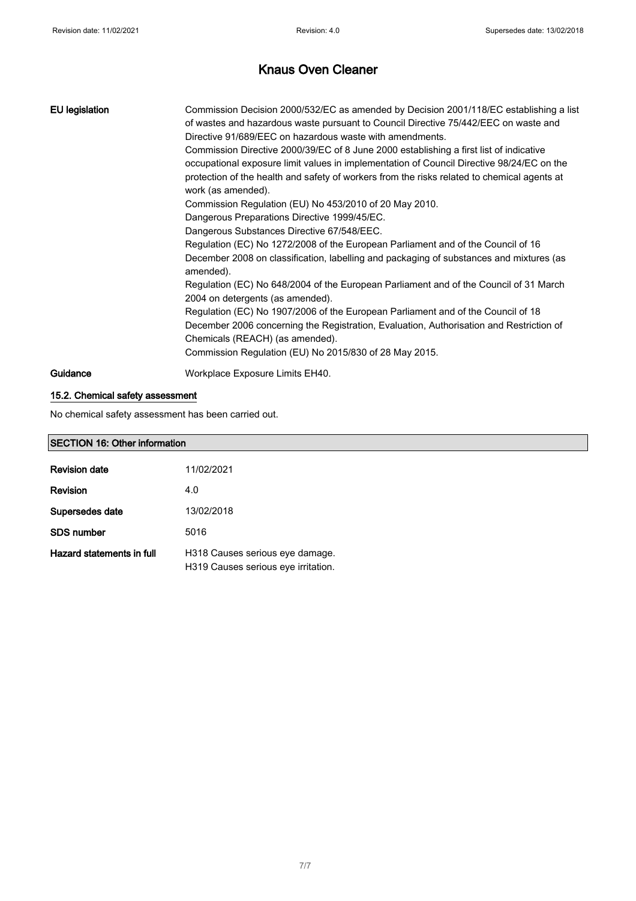**EU legislation**

Commission Decision 2000/532/EC as amended by Decision 2001/118/EC establishing a list of wastes and hazardous waste pursuant to Council Directive 75/442/EEC on waste and Directive 91/689/EEC on hazardous waste with amendments.
Commission Directive 2000/39/EC of 8 June 2000 establishing a first list of indicative occupational exposure limit values in implementation of Council Directive 98/24/EC on the protection of the health and safety of workers from the risks related to chemical agents at work (as amended).
Commission Regulation (EU) No 453/2010 of 20 May 2010.
Dangerous Preparations Directive 1999/45/EC.
Dangerous Substances Directive 67/548/EEC.
Regulation (EC) No 1272/2008 of the European Parliament and of the Council of 16 December 2008 on classification, labelling and packaging of substances and mixtures (as amended).
Regulation (EC) No 648/2004 of the European Parliament and of the Council of 31 March 2004 on detergents (as amended).
Regulation (EC) No 1907/2006 of the European Parliament and of the Council of 18 December 2006 concerning the Registration, Evaluation, Authorisation and Restriction of Chemicals (REACH) (as amended).
Commission Regulation (EU) No 2015/830 of 28 May 2015.

**Guidance**

Workplace Exposure Limits EH40.

### 15.2. Chemical safety assessment

No chemical safety assessment has been carried out.

## SECTION 16: Other information

| | |
|---|---|
| **Revision date** | 11/02/2021 |
| **Revision** | 4.0 |
| **Supersedes date** | 13/02/2018 |
| **SDS number** | 5016 |
| **Hazard statements in full** | H318 Causes serious eye damage.<br>H319 Causes serious eye irritation. |